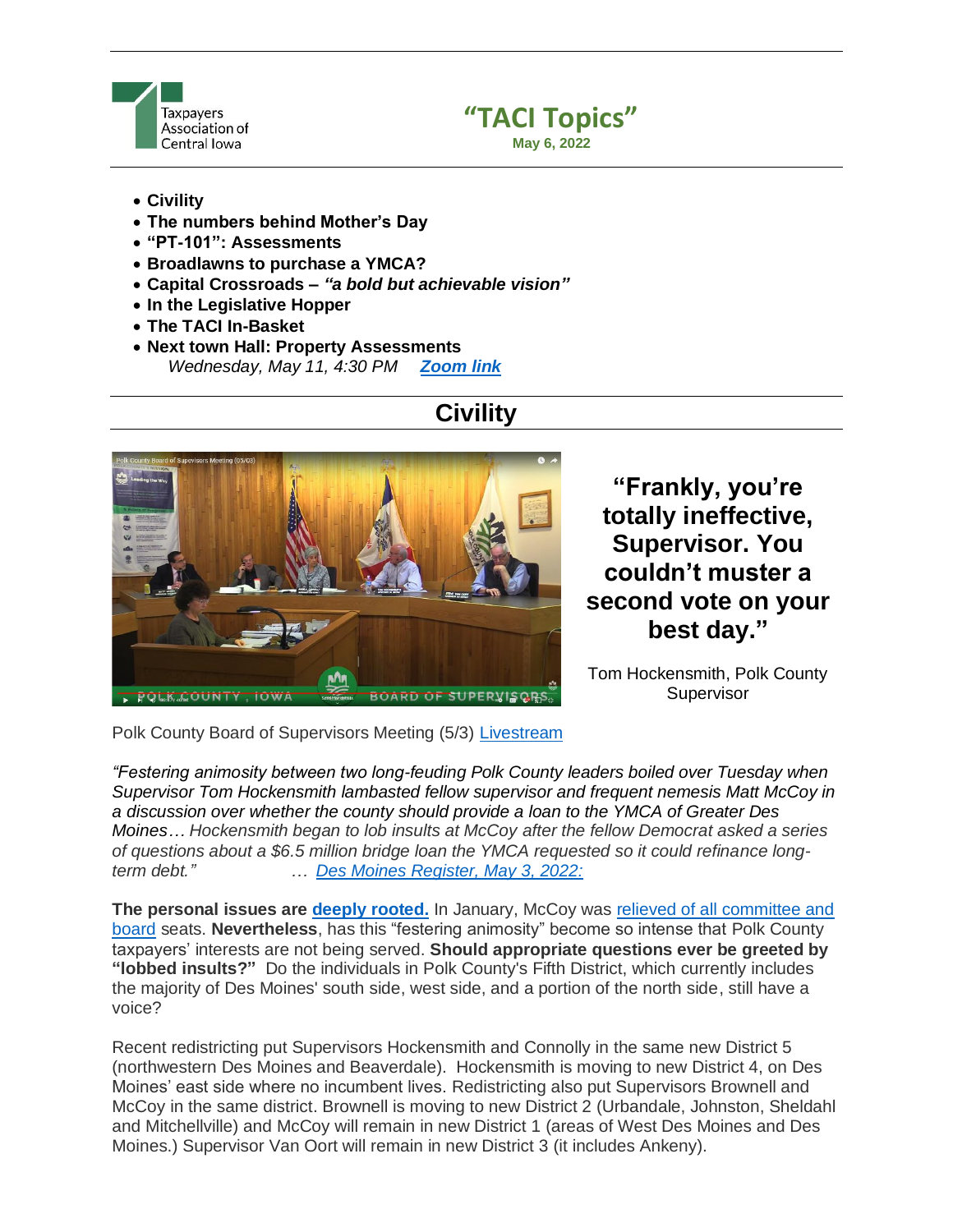Taxpayers Association of Central Iowa

# "TACI Topics"

**May 6, 2022**

- **Civility**
- **The numbers behind Mother's Day**
- **"PT-101": Assessments**
- **Broadlawns to purchase a YMCA?**
- **Capital Crossroads – *"a bold but achievable vision"***
- **In the Legislative Hopper**
- **The TACI In-Basket**
- **Next town Hall: Property Assessments**
  *Wednesday, May 11, 4:30 PM* ***Zoom link***

## Civility

**"Frankly, you're totally ineffective, Supervisor. You couldn't muster a second vote on your best day."**

Tom Hockensmith, Polk County Supervisor

Polk County Board of Supervisors Meeting (5/3) Livestream

*"Festering animosity between two long-feuding Polk County leaders boiled over Tuesday when Supervisor Tom Hockensmith lambasted fellow supervisor and frequent nemesis Matt McCoy in a discussion over whether the county should provide a loan to the YMCA of Greater Des Moines… Hockensmith began to lob insults at McCoy after the fellow Democrat asked a series of questions about a $6.5 million bridge loan the YMCA requested so it could refinance long-term debt."* … *Des Moines Register, May 3, 2022:*

**The personal issues are deeply rooted.** In January, McCoy was relieved of all committee and board seats. **Nevertheless**, has this "festering animosity" become so intense that Polk County taxpayers' interests are not being served. **Should appropriate questions ever be greeted by "lobbed insults?"** Do the individuals in Polk County's Fifth District, which currently includes the majority of Des Moines' south side, west side, and a portion of the north side, still have a voice?

Recent redistricting put Supervisors Hockensmith and Connolly in the same new District 5 (northwestern Des Moines and Beaverdale). Hockensmith is moving to new District 4, on Des Moines' east side where no incumbent lives. Redistricting also put Supervisors Brownell and McCoy in the same district. Brownell is moving to new District 2 (Urbandale, Johnston, Sheldahl and Mitchellville) and McCoy will remain in new District 1 (areas of West Des Moines and Des Moines.) Supervisor Van Oort will remain in new District 3 (it includes Ankeny).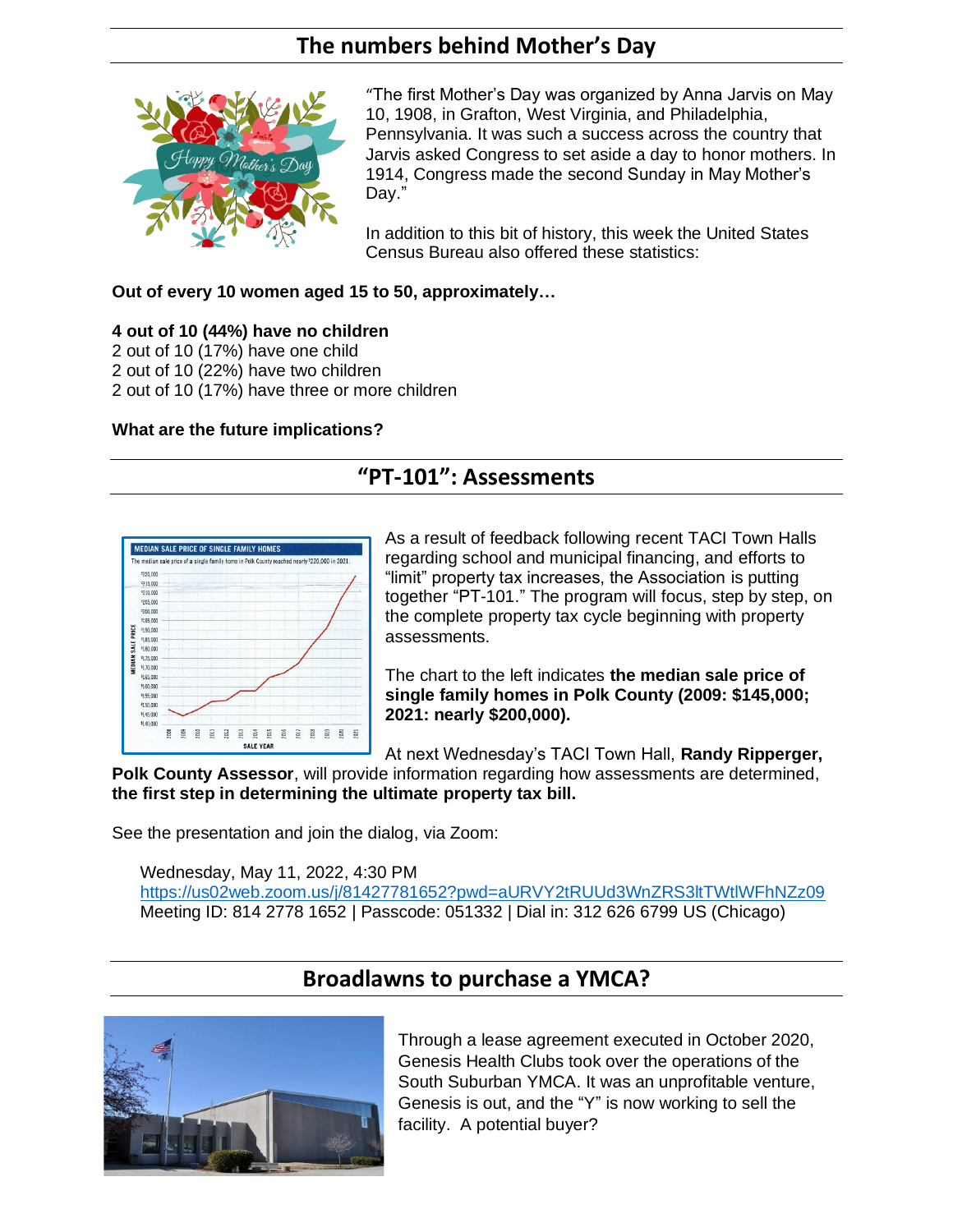## The numbers behind Mother's Day

"The first Mother's Day was organized by Anna Jarvis on May 10, 1908, in Grafton, West Virginia, and Philadelphia, Pennsylvania. It was such a success across the country that Jarvis asked Congress to set aside a day to honor mothers. In 1914, Congress made the second Sunday in May Mother's Day."

In addition to this bit of history, this week the United States Census Bureau also offered these statistics:

**Out of every 10 women aged 15 to 50, approximately…**

**4 out of 10 (44%) have no children**
2 out of 10 (17%) have one child
2 out of 10 (22%) have two children
2 out of 10 (17%) have three or more children

**What are the future implications?**

## "PT-101": Assessments

As a result of feedback following recent TACI Town Halls regarding school and municipal financing, and efforts to "limit" property tax increases, the Association is putting together "PT-101." The program will focus, step by step, on the complete property tax cycle beginning with property assessments.

The chart to the left indicates **the median sale price of single family homes in Polk County (2009: $145,000; 2021: nearly $200,000).**

At next Wednesday's TACI Town Hall, **Randy Ripperger, Polk County Assessor**, will provide information regarding how assessments are determined, **the first step in determining the ultimate property tax bill.**

See the presentation and join the dialog, via Zoom:

Wednesday, May 11, 2022, 4:30 PM
https://us02web.zoom.us/j/81427781652?pwd=aURVY2tRUUd3WnZRS3ltTWtlWFhNZz09
Meeting ID: 814 2778 1652 | Passcode: 051332 | Dial in: 312 626 6799 US (Chicago)

## Broadlawns to purchase a YMCA?

Through a lease agreement executed in October 2020, Genesis Health Clubs took over the operations of the South Suburban YMCA. It was an unprofitable venture, Genesis is out, and the "Y" is now working to sell the facility. A potential buyer?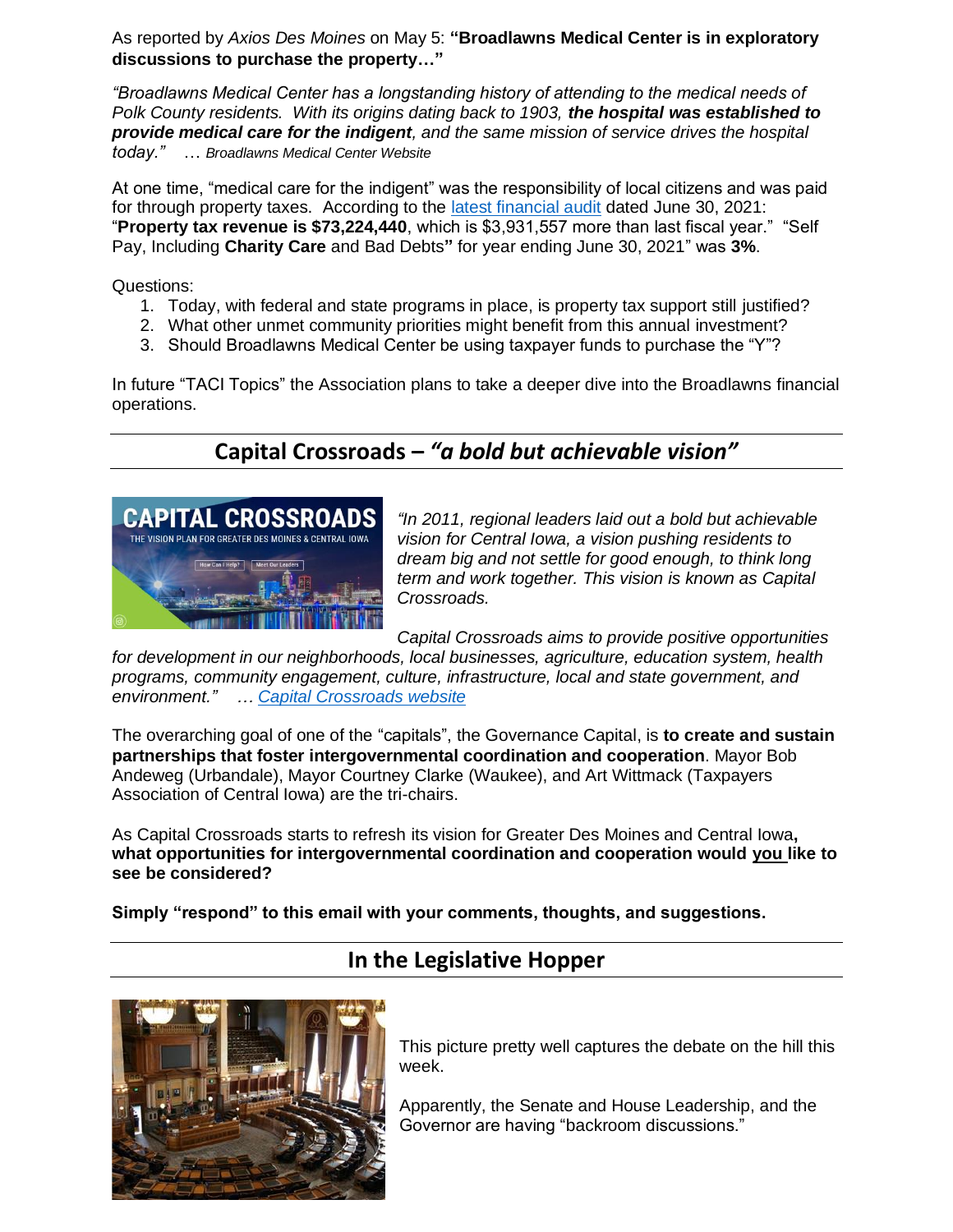As reported by *Axios Des Moines* on May 5: **"Broadlawns Medical Center is in exploratory discussions to purchase the property…"**

*"Broadlawns Medical Center has a longstanding history of attending to the medical needs of Polk County residents. With its origins dating back to 1903, **the hospital was established to provide medical care for the indigent**, and the same mission of service drives the hospital today."* … *Broadlawns Medical Center Website*

At one time, "medical care for the indigent" was the responsibility of local citizens and was paid for through property taxes. According to the latest financial audit dated June 30, 2021: "**Property tax revenue is $73,224,440**, which is $3,931,557 more than last fiscal year." "Self Pay, Including **Charity Care** and Bad Debts**"** for year ending June 30, 2021" was **3%**.

Questions:

1. Today, with federal and state programs in place, is property tax support still justified?
2. What other unmet community priorities might benefit from this annual investment?
3. Should Broadlawns Medical Center be using taxpayer funds to purchase the "Y"?

In future "TACI Topics" the Association plans to take a deeper dive into the Broadlawns financial operations.

## Capital Crossroads – *"a bold but achievable vision"*

*"In 2011, regional leaders laid out a bold but achievable vision for Central Iowa, a vision pushing residents to dream big and not settle for good enough, to think long term and work together. This vision is known as Capital Crossroads.*

*Capital Crossroads aims to provide positive opportunities for development in our neighborhoods, local businesses, agriculture, education system, health programs, community engagement, culture, infrastructure, local and state government, and environment."* … *Capital Crossroads website*

The overarching goal of one of the "capitals", the Governance Capital, is **to create and sustain partnerships that foster intergovernmental coordination and cooperation**. Mayor Bob Andeweg (Urbandale), Mayor Courtney Clarke (Waukee), and Art Wittmack (Taxpayers Association of Central Iowa) are the tri-chairs.

As Capital Crossroads starts to refresh its vision for Greater Des Moines and Central Iowa**, what opportunities for intergovernmental coordination and cooperation would you like to see be considered?**

**Simply "respond" to this email with your comments, thoughts, and suggestions.**

## In the Legislative Hopper

This picture pretty well captures the debate on the hill this week.

Apparently, the Senate and House Leadership, and the Governor are having "backroom discussions."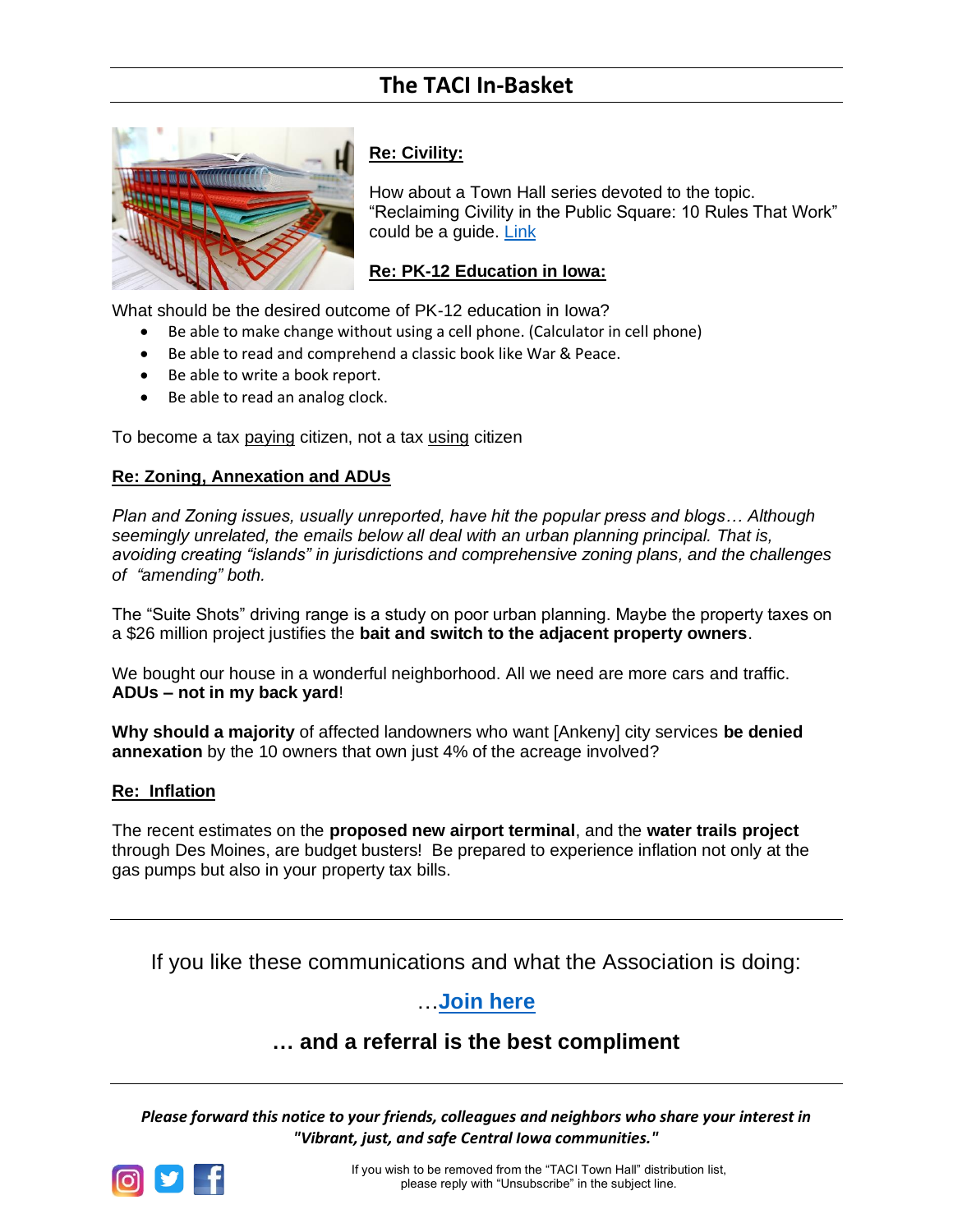# The TACI In-Basket

**Re: Civility:**

How about a Town Hall series devoted to the topic. "Reclaiming Civility in the Public Square: 10 Rules That Work" could be a guide. [Link](#)

**Re: PK-12 Education in Iowa:**

What should be the desired outcome of PK-12 education in Iowa?

- Be able to make change without using a cell phone. (Calculator in cell phone)
- Be able to read and comprehend a classic book like War & Peace.
- Be able to write a book report.
- Be able to read an analog clock.

To become a tax paying citizen, not a tax using citizen

**Re: Zoning, Annexation and ADUs**

*Plan and Zoning issues, usually unreported, have hit the popular press and blogs… Although seemingly unrelated, the emails below all deal with an urban planning principal. That is, avoiding creating "islands" in jurisdictions and comprehensive zoning plans, and the challenges of "amending" both.*

The "Suite Shots" driving range is a study on poor urban planning. Maybe the property taxes on a $26 million project justifies the **bait and switch to the adjacent property owners**.

We bought our house in a wonderful neighborhood. All we need are more cars and traffic. **ADUs – not in my back yard**!

**Why should a majority** of affected landowners who want [Ankeny] city services **be denied annexation** by the 10 owners that own just 4% of the acreage involved?

**Re: Inflation**

The recent estimates on the **proposed new airport terminal**, and the **water trails project** through Des Moines, are budget busters! Be prepared to experience inflation not only at the gas pumps but also in your property tax bills.

---

If you like these communications and what the Association is doing:

…**[Join here](#)**

**… and a referral is the best compliment**

---

***Please forward this notice to your friends, colleagues and neighbors who share your interest in "Vibrant, just, and safe Central Iowa communities."***

If you wish to be removed from the "TACI Town Hall" distribution list, please reply with "Unsubscribe" in the subject line.